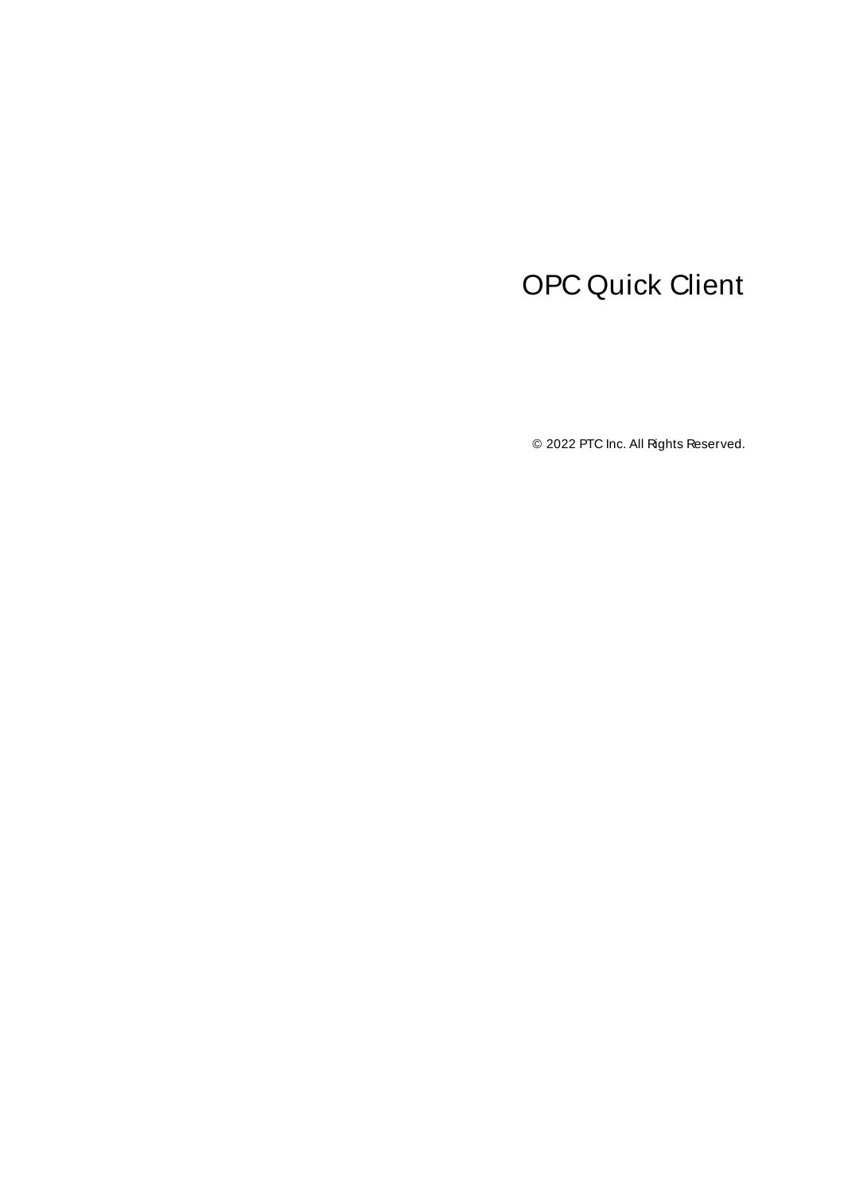# OPC Quick Client

© 2022 PTC Inc. All Rights Reserved.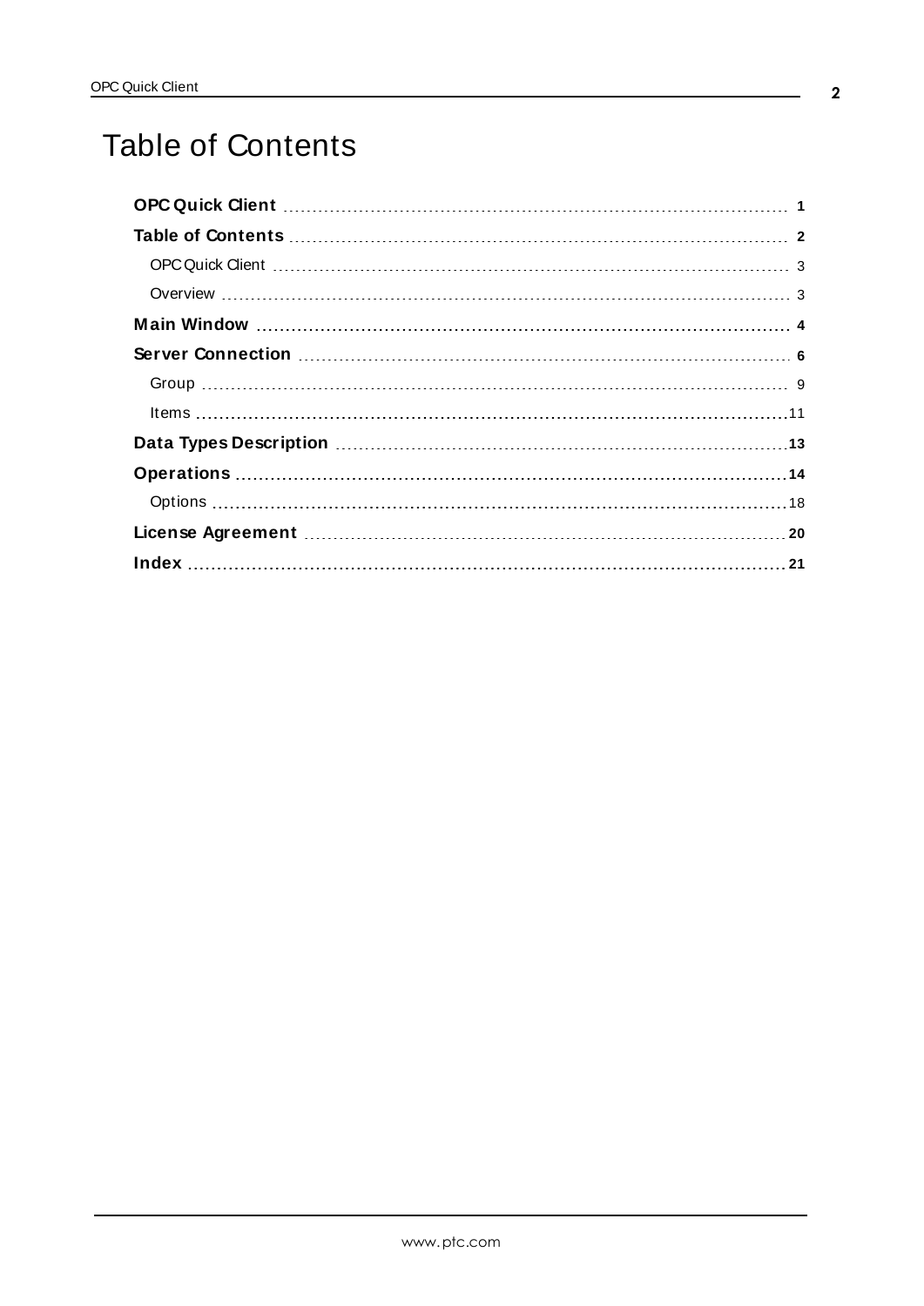# Table of Contents

**OPC Quick Client** 1

**Table of Contents** 2

- OPC Quick Client 3
- Overview 3

**Main Window** 4

**Server Connection** 6

- Group 9
- Items 11

**Data Types Description** 13

**Operations** 14

- Options 18

**License Agreement** 20

**Index** 21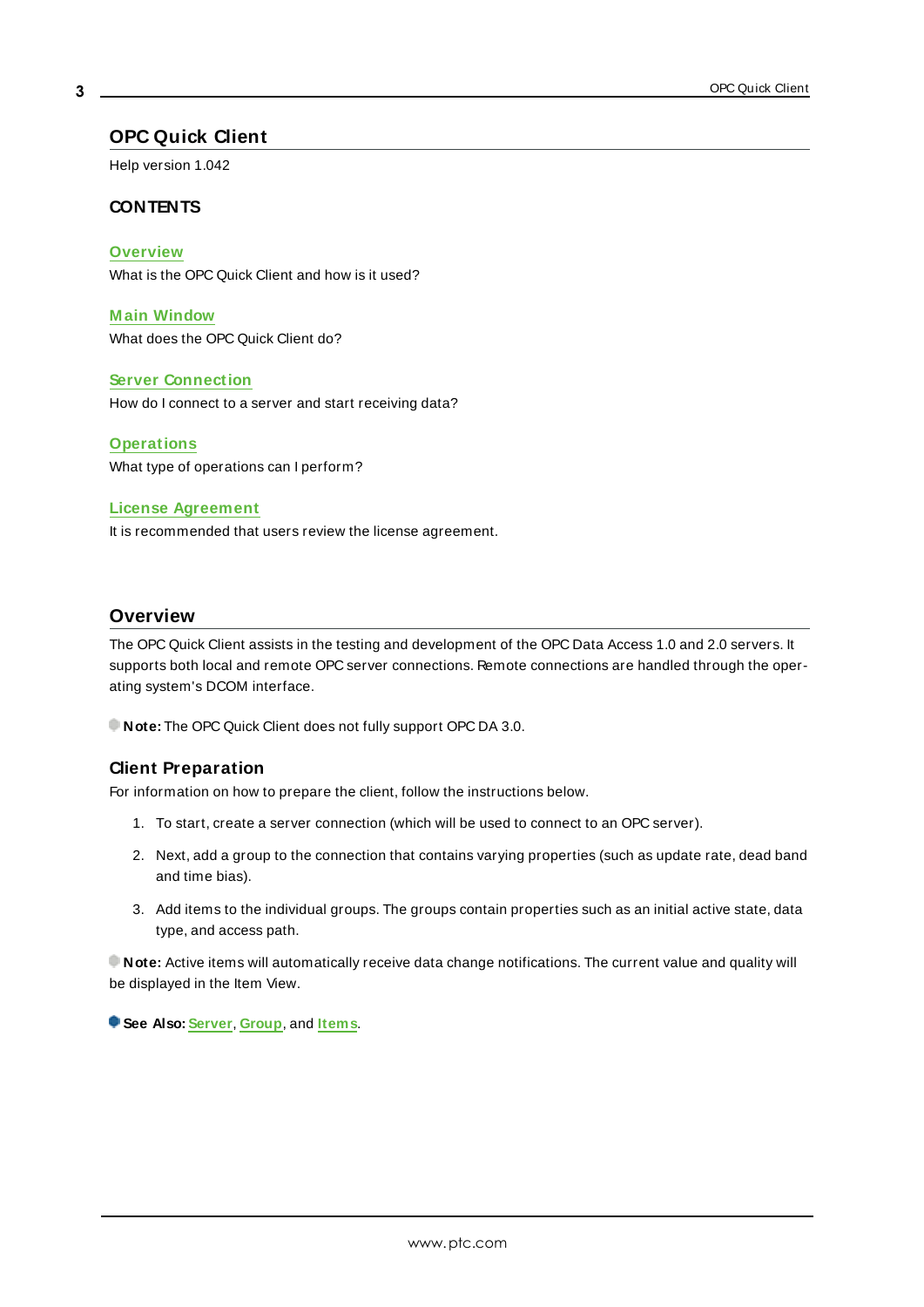# OPC Quick Client

Help version 1.042

### CONTENTS

**Overview**
What is the OPC Quick Client and how is it used?

**Main Window**
What does the OPC Quick Client do?

**Server Connection**
How do I connect to a server and start receiving data?

**Operations**
What type of operations can I perform?

**License Agreement**
It is recommended that users review the license agreement.

## Overview

The OPC Quick Client assists in the testing and development of the OPC Data Access 1.0 and 2.0 servers. It supports both local and remote OPC server connections. Remote connections are handled through the operating system's DCOM interface.

**Note:** The OPC Quick Client does not fully support OPC DA 3.0.

### Client Preparation

For information on how to prepare the client, follow the instructions below.

1. To start, create a server connection (which will be used to connect to an OPC server).
2. Next, add a group to the connection that contains varying properties (such as update rate, dead band and time bias).
3. Add items to the individual groups. The groups contain properties such as an initial active state, data type, and access path.

**Note:** Active items will automatically receive data change notifications. The current value and quality will be displayed in the Item View.

**See Also:** **Server**, **Group**, and **Items**.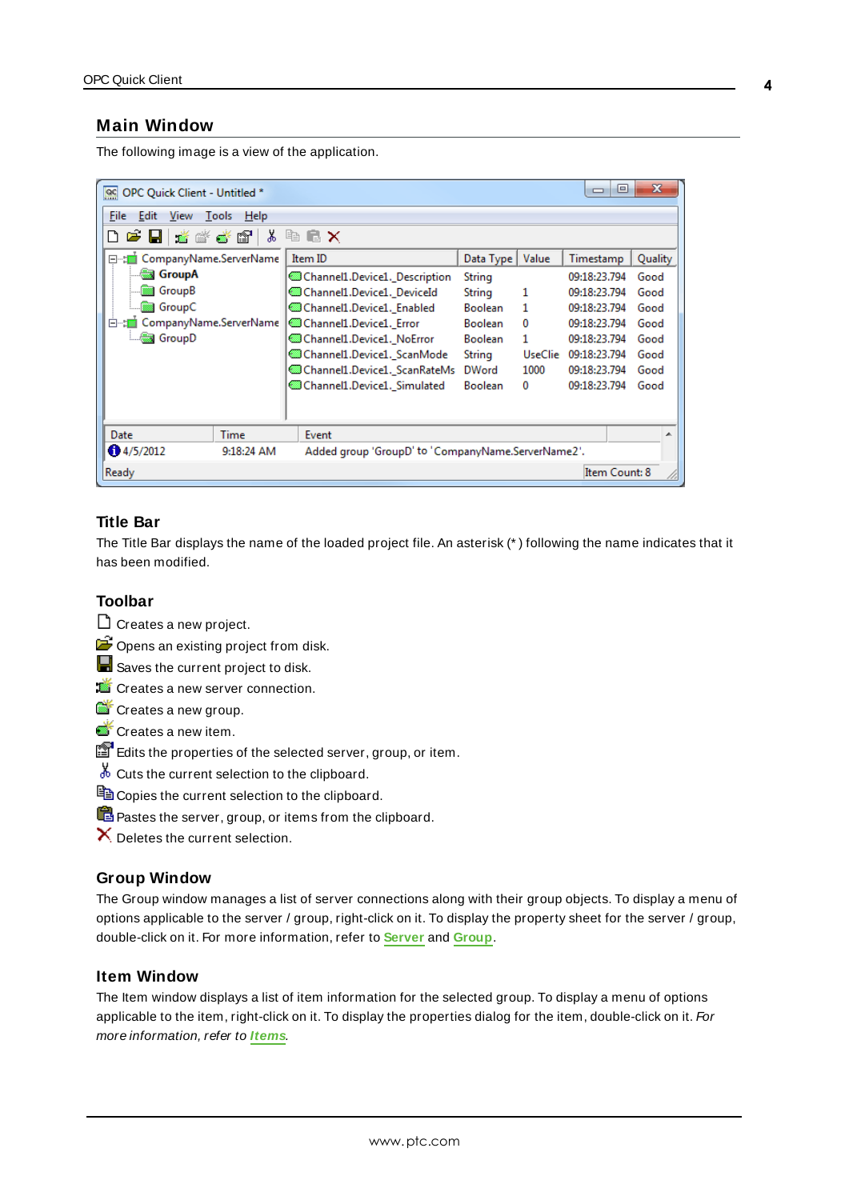## Main Window

The following image is a view of the application.

### Title Bar

The Title Bar displays the name of the loaded project file. An asterisk (\*) following the name indicates that it has been modified.

### Toolbar

Creates a new project.

Opens an existing project from disk.

Saves the current project to disk.

Creates a new server connection.

Creates a new group.

Creates a new item.

Edits the properties of the selected server, group, or item.

Cuts the current selection to the clipboard.

Copies the current selection to the clipboard.

Pastes the server, group, or items from the clipboard.

Deletes the current selection.

### Group Window

The Group window manages a list of server connections along with their group objects. To display a menu of options applicable to the server / group, right-click on it. To display the property sheet for the server / group, double-click on it. For more information, refer to **Server** and **Group**.

### Item Window

The Item window displays a list of item information for the selected group. To display a menu of options applicable to the item, right-click on it. To display the properties dialog for the item, double-click on it. *For more information, refer to **Items**.*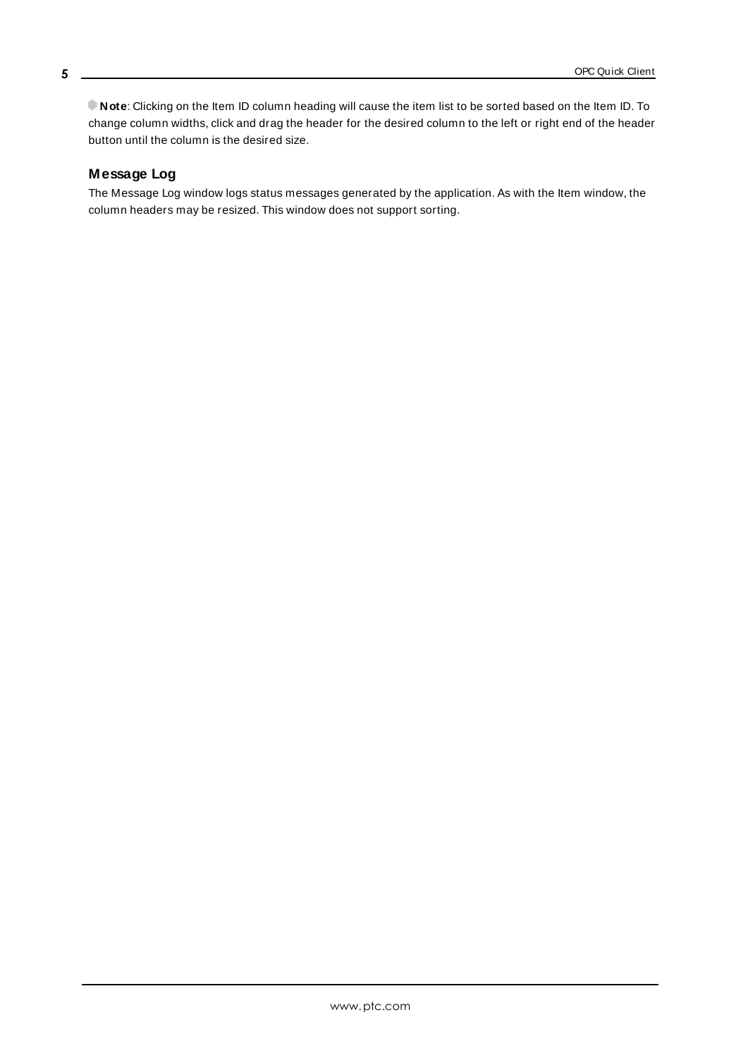**Note**: Clicking on the Item ID column heading will cause the item list to be sorted based on the Item ID. To change column widths, click and drag the header for the desired column to the left or right end of the header button until the column is the desired size.

## Message Log

The Message Log window logs status messages generated by the application. As with the Item window, the column headers may be resized. This window does not support sorting.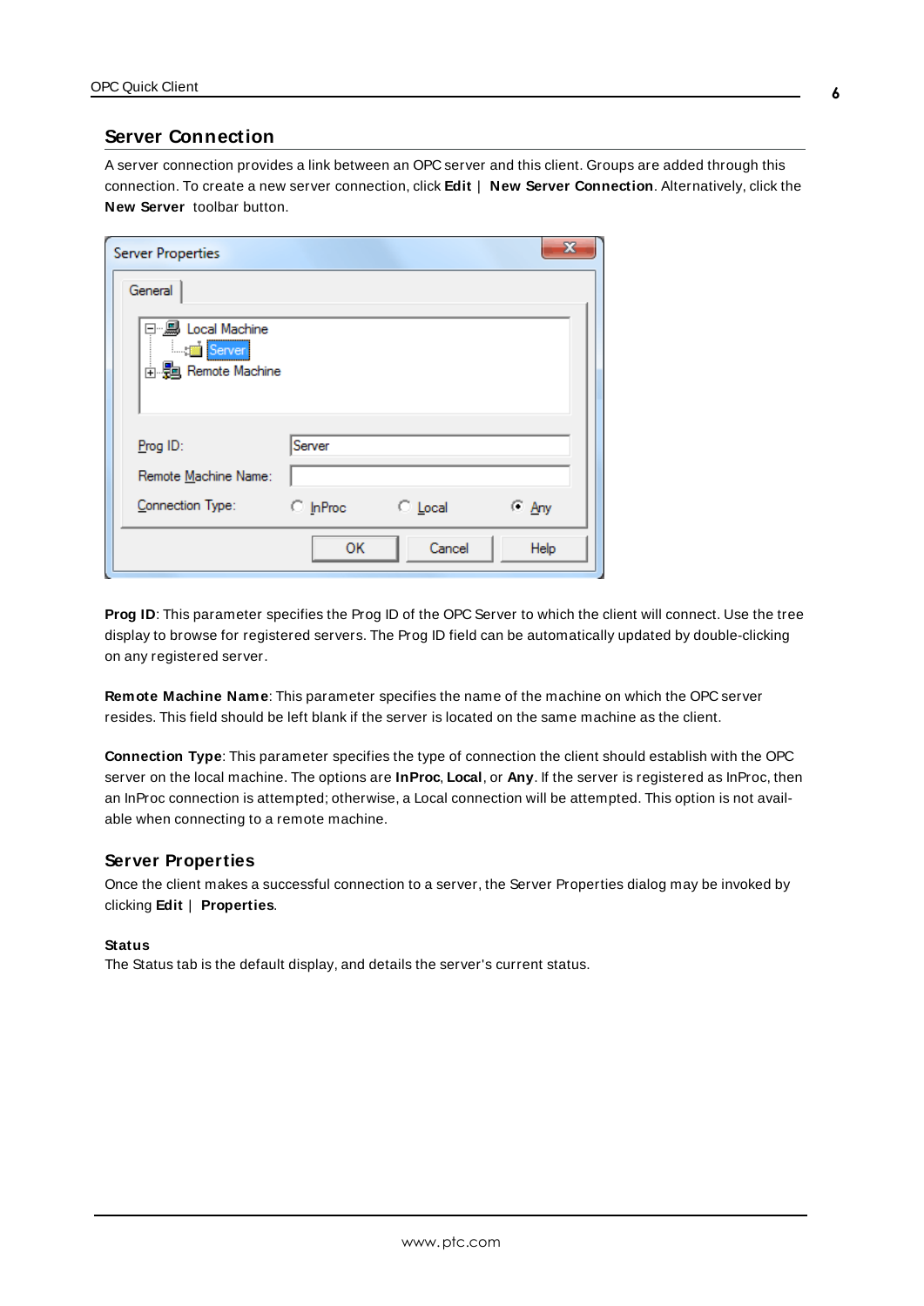## Server Connection

A server connection provides a link between an OPC server and this client. Groups are added through this connection. To create a new server connection, click **Edit** | **New Server Connection**. Alternatively, click the **New Server** toolbar button.

**Prog ID**: This parameter specifies the Prog ID of the OPC Server to which the client will connect. Use the tree display to browse for registered servers. The Prog ID field can be automatically updated by double-clicking on any registered server.

**Remote Machine Name**: This parameter specifies the name of the machine on which the OPC server resides. This field should be left blank if the server is located on the same machine as the client.

**Connection Type**: This parameter specifies the type of connection the client should establish with the OPC server on the local machine. The options are **InProc**, **Local**, or **Any**. If the server is registered as InProc, then an InProc connection is attempted; otherwise, a Local connection will be attempted. This option is not available when connecting to a remote machine.

## Server Properties

Once the client makes a successful connection to a server, the Server Properties dialog may be invoked by clicking **Edit** | **Properties**.

#### Status

The Status tab is the default display, and details the server's current status.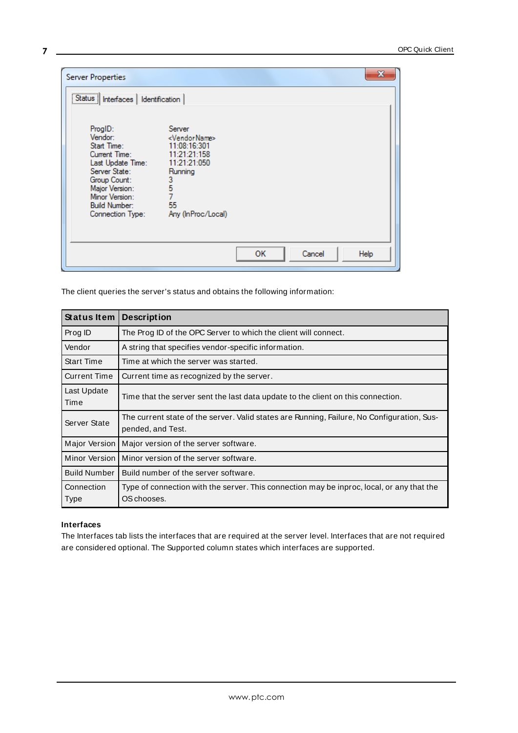The client queries the server's status and obtains the following information:

| Status Item | Description |
| --- | --- |
| Prog ID | The Prog ID of the OPC Server to which the client will connect. |
| Vendor | A string that specifies vendor-specific information. |
| Start Time | Time at which the server was started. |
| Current Time | Current time as recognized by the server. |
| Last Update Time | Time that the server sent the last data update to the client on this connection. |
| Server State | The current state of the server. Valid states are Running, Failure, No Configuration, Suspended, and Test. |
| Major Version | Major version of the server software. |
| Minor Version | Minor version of the server software. |
| Build Number | Build number of the server software. |
| Connection Type | Type of connection with the server. This connection may be inproc, local, or any that the OS chooses. |

**Interfaces**

The Interfaces tab lists the interfaces that are required at the server level. Interfaces that are not required are considered optional. The Supported column states which interfaces are supported.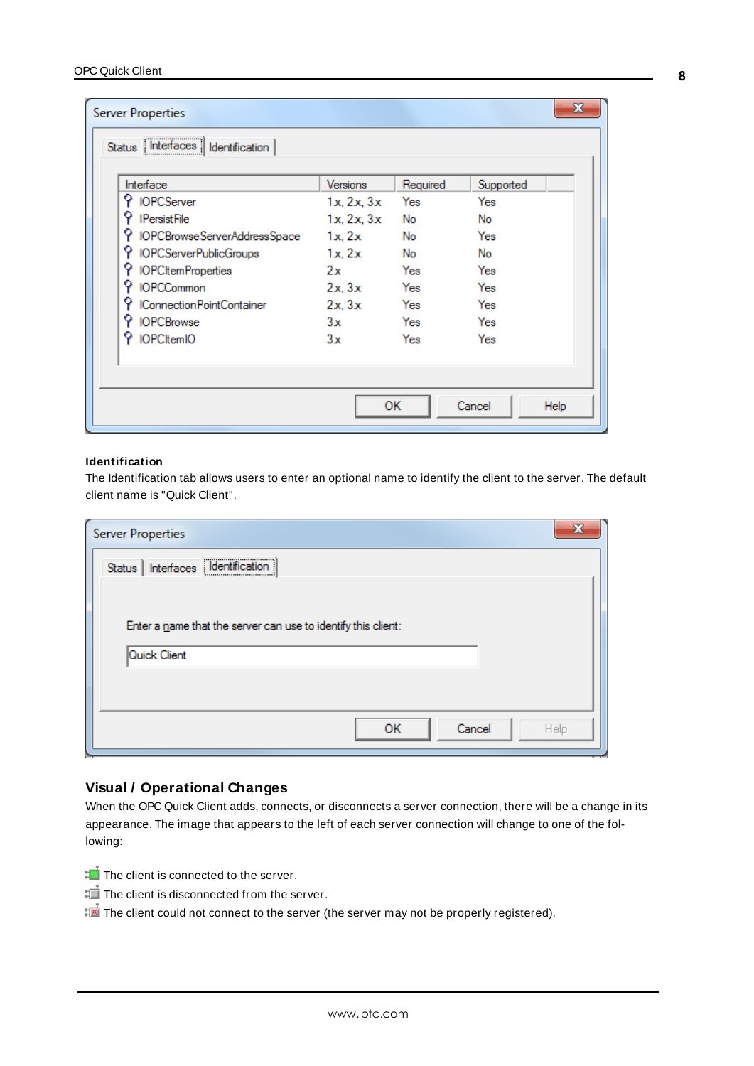| Interface | Versions | Required | Supported |
| --- | --- | --- | --- |
| IOPCServer | 1.x, 2.x, 3.x | Yes | Yes |
| IPersistFile | 1.x, 2.x, 3.x | No | No |
| IOPCBrowseServerAddressSpace | 1.x, 2.x | No | Yes |
| IOPCServerPublicGroups | 1.x, 2.x | No | No |
| IOPCItemProperties | 2.x | Yes | Yes |
| IOPCCommon | 2.x, 3.x | Yes | Yes |
| IConnectionPointContainer | 2.x, 3.x | Yes | Yes |
| IOPCBrowse | 3.x | Yes | Yes |
| IOPCItemIO | 3.x | Yes | Yes |

**Identification**

The Identification tab allows users to enter an optional name to identify the client to the server. The default client name is "Quick Client".

Enter a name that the server can use to identify this client:

Quick Client

## Visual / Operational Changes

When the OPC Quick Client adds, connects, or disconnects a server connection, there will be a change in its appearance. The image that appears to the left of each server connection will change to one of the following:

The client is connected to the server.

The client is disconnected from the server.

The client could not connect to the server (the server may not be properly registered).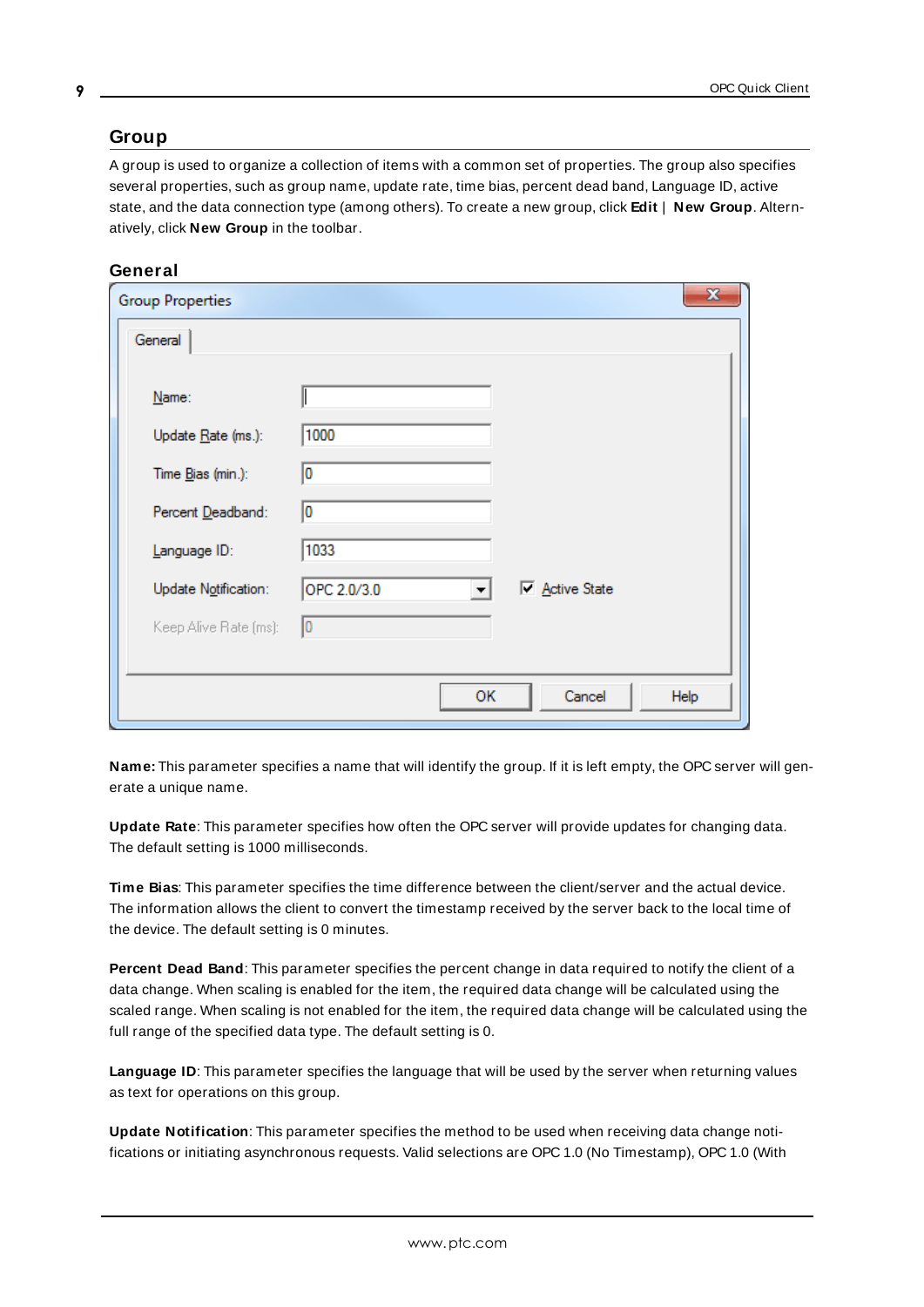## Group

A group is used to organize a collection of items with a common set of properties. The group also specifies several properties, such as group name, update rate, time bias, percent dead band, Language ID, active state, and the data connection type (among others). To create a new group, click **Edit** | **New Group**. Alternatively, click **New Group** in the toolbar.

### General

**Name:** This parameter specifies a name that will identify the group. If it is left empty, the OPC server will generate a unique name.

**Update Rate**: This parameter specifies how often the OPC server will provide updates for changing data. The default setting is 1000 milliseconds.

**Time Bias**: This parameter specifies the time difference between the client/server and the actual device. The information allows the client to convert the timestamp received by the server back to the local time of the device. The default setting is 0 minutes.

**Percent Dead Band**: This parameter specifies the percent change in data required to notify the client of a data change. When scaling is enabled for the item, the required data change will be calculated using the scaled range. When scaling is not enabled for the item, the required data change will be calculated using the full range of the specified data type. The default setting is 0.

**Language ID**: This parameter specifies the language that will be used by the server when returning values as text for operations on this group.

**Update Notification**: This parameter specifies the method to be used when receiving data change notifications or initiating asynchronous requests. Valid selections are OPC 1.0 (No Timestamp), OPC 1.0 (With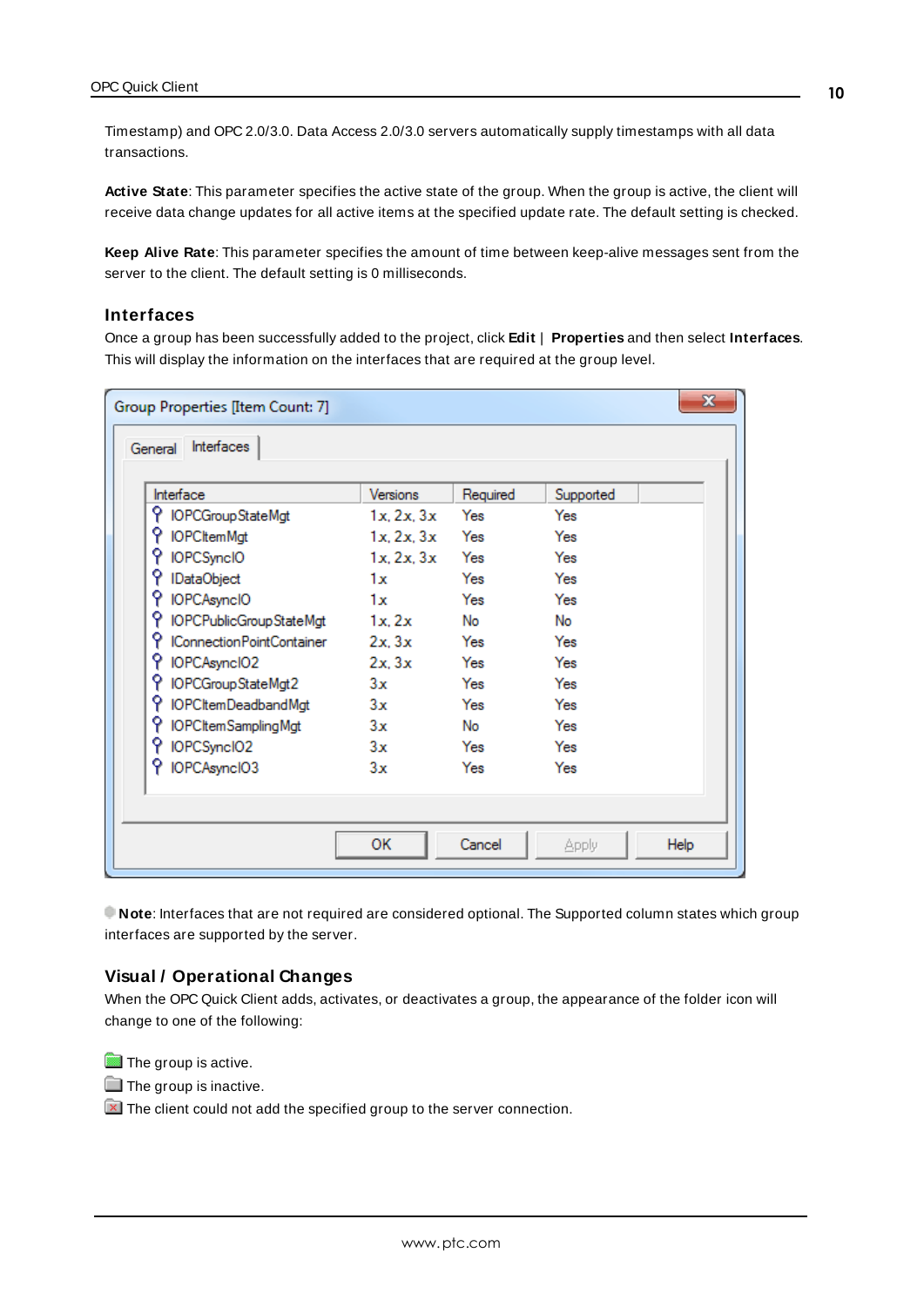Timestamp) and OPC 2.0/3.0. Data Access 2.0/3.0 servers automatically supply timestamps with all data transactions.

**Active State**: This parameter specifies the active state of the group. When the group is active, the client will receive data change updates for all active items at the specified update rate. The default setting is checked.

**Keep Alive Rate**: This parameter specifies the amount of time between keep-alive messages sent from the server to the client. The default setting is 0 milliseconds.

### Interfaces

Once a group has been successfully added to the project, click **Edit** | **Properties** and then select **Interfaces**. This will display the information on the interfaces that are required at the group level.

Group Properties [Item Count: 7]

General | Interfaces

| Interface | Versions | Required | Supported |
|---|---|---|---|
| IOPCGroupStateMgt | 1.x, 2.x, 3.x | Yes | Yes |
| IOPCItemMgt | 1.x, 2.x, 3.x | Yes | Yes |
| IOPCSyncIO | 1.x, 2.x, 3.x | Yes | Yes |
| IDataObject | 1.x | Yes | Yes |
| IOPCAsyncIO | 1.x | Yes | Yes |
| IOPCPublicGroupStateMgt | 1.x, 2.x | No | No |
| IConnectionPointContainer | 2.x, 3.x | Yes | Yes |
| IOPCAsyncIO2 | 2.x, 3.x | Yes | Yes |
| IOPCGroupStateMgt2 | 3.x | Yes | Yes |
| IOPCItemDeadbandMgt | 3.x | Yes | Yes |
| IOPCItemSamplingMgt | 3.x | No | Yes |
| IOPCSyncIO2 | 3.x | Yes | Yes |
| IOPCAsyncIO3 | 3.x | Yes | Yes |

OK | Cancel | Apply | Help

**Note**: Interfaces that are not required are considered optional. The Supported column states which group interfaces are supported by the server.

### Visual / Operational Changes

When the OPC Quick Client adds, activates, or deactivates a group, the appearance of the folder icon will change to one of the following:

The group is active.

The group is inactive.

The client could not add the specified group to the server connection.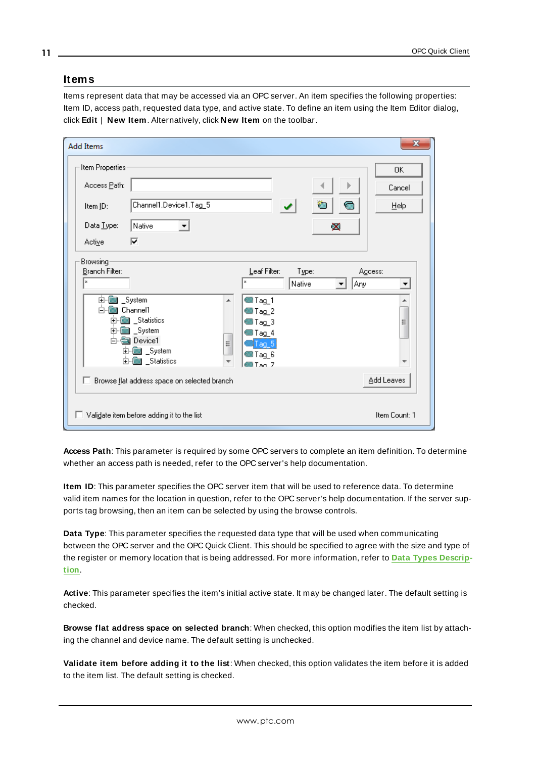## Items

Items represent data that may be accessed via an OPC server. An item specifies the following properties: Item ID, access path, requested data type, and active state. To define an item using the Item Editor dialog, click **Edit** | **New Item**. Alternatively, click **New Item** on the toolbar.

**Access Path**: This parameter is required by some OPC servers to complete an item definition. To determine whether an access path is needed, refer to the OPC server's help documentation.

**Item ID**: This parameter specifies the OPC server item that will be used to reference data. To determine valid item names for the location in question, refer to the OPC server's help documentation. If the server supports tag browsing, then an item can be selected by using the browse controls.

**Data Type**: This parameter specifies the requested data type that will be used when communicating between the OPC server and the OPC Quick Client. This should be specified to agree with the size and type of the register or memory location that is being addressed. For more information, refer to **Data Types Description**.

**Active**: This parameter specifies the item's initial active state. It may be changed later. The default setting is checked.

**Browse flat address space on selected branch**: When checked, this option modifies the item list by attaching the channel and device name. The default setting is unchecked.

**Validate item before adding it to the list**: When checked, this option validates the item before it is added to the item list. The default setting is checked.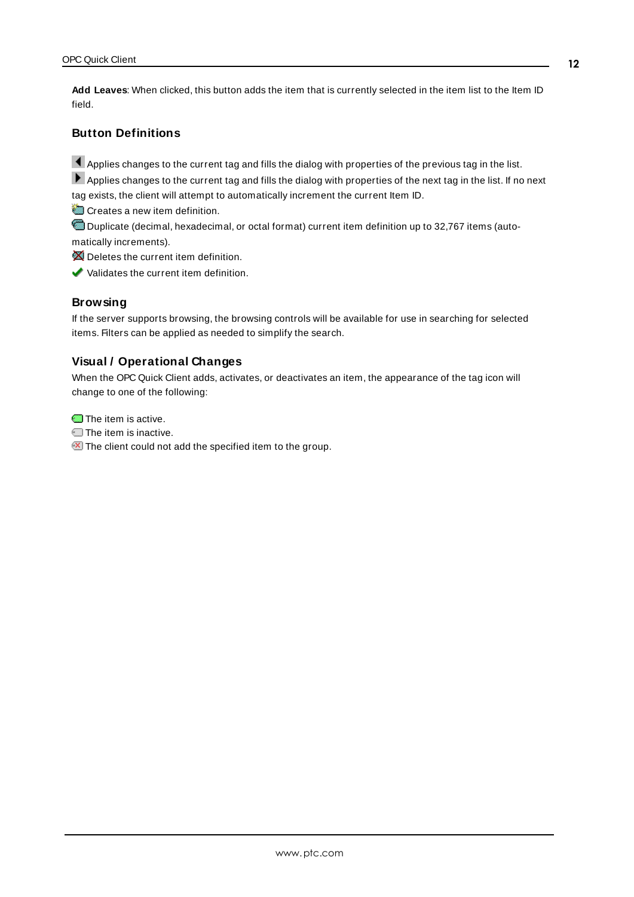**Add Leaves**: When clicked, this button adds the item that is currently selected in the item list to the Item ID field.

## Button Definitions

Applies changes to the current tag and fills the dialog with properties of the previous tag in the list.

Applies changes to the current tag and fills the dialog with properties of the next tag in the list. If no next tag exists, the client will attempt to automatically increment the current Item ID.

Creates a new item definition.

Duplicate (decimal, hexadecimal, or octal format) current item definition up to 32,767 items (automatically increments).

Deletes the current item definition.

Validates the current item definition.

## Browsing

If the server supports browsing, the browsing controls will be available for use in searching for selected items. Filters can be applied as needed to simplify the search.

## Visual / Operational Changes

When the OPC Quick Client adds, activates, or deactivates an item, the appearance of the tag icon will change to one of the following:

The item is active.

The item is inactive.

The client could not add the specified item to the group.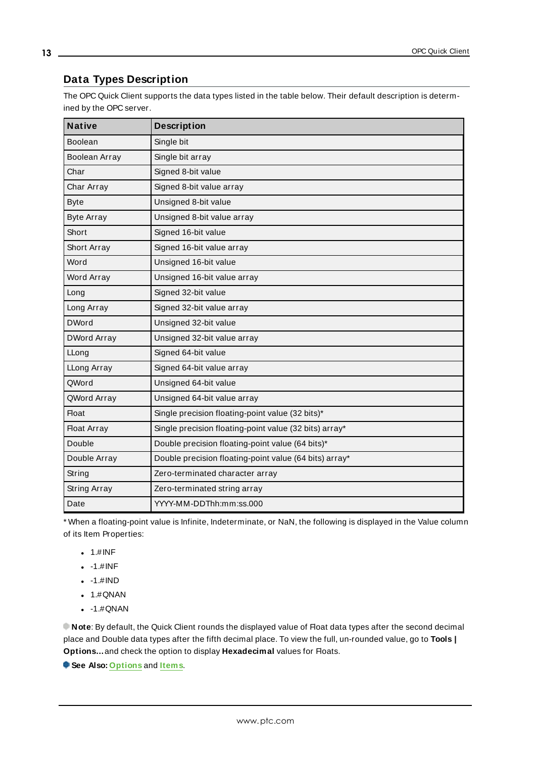## Data Types Description

The OPC Quick Client supports the data types listed in the table below. Their default description is determined by the OPC server.

| Native | Description |
|---|---|
| Boolean | Single bit |
| Boolean Array | Single bit array |
| Char | Signed 8-bit value |
| Char Array | Signed 8-bit value array |
| Byte | Unsigned 8-bit value |
| Byte Array | Unsigned 8-bit value array |
| Short | Signed 16-bit value |
| Short Array | Signed 16-bit value array |
| Word | Unsigned 16-bit value |
| Word Array | Unsigned 16-bit value array |
| Long | Signed 32-bit value |
| Long Array | Signed 32-bit value array |
| DWord | Unsigned 32-bit value |
| DWord Array | Unsigned 32-bit value array |
| LLong | Signed 64-bit value |
| LLong Array | Signed 64-bit value array |
| QWord | Unsigned 64-bit value |
| QWord Array | Unsigned 64-bit value array |
| Float | Single precision floating-point value (32 bits)* |
| Float Array | Single precision floating-point value (32 bits) array* |
| Double | Double precision floating-point value (64 bits)* |
| Double Array | Double precision floating-point value (64 bits) array* |
| String | Zero-terminated character array |
| String Array | Zero-terminated string array |
| Date | YYYY-MM-DDThh:mm:ss.000 |

* When a floating-point value is Infinite, Indeterminate, or NaN, the following is displayed in the Value column of its Item Properties:

- 1.#INF
- -1.#INF
- -1.#IND
- 1.#QNAN
- -1.#QNAN

**Note**: By default, the Quick Client rounds the displayed value of Float data types after the second decimal place and Double data types after the fifth decimal place. To view the full, un-rounded value, go to **Tools | Options...** and check the option to display **Hexadecimal** values for Floats.

**See Also:** **Options** and **Items**.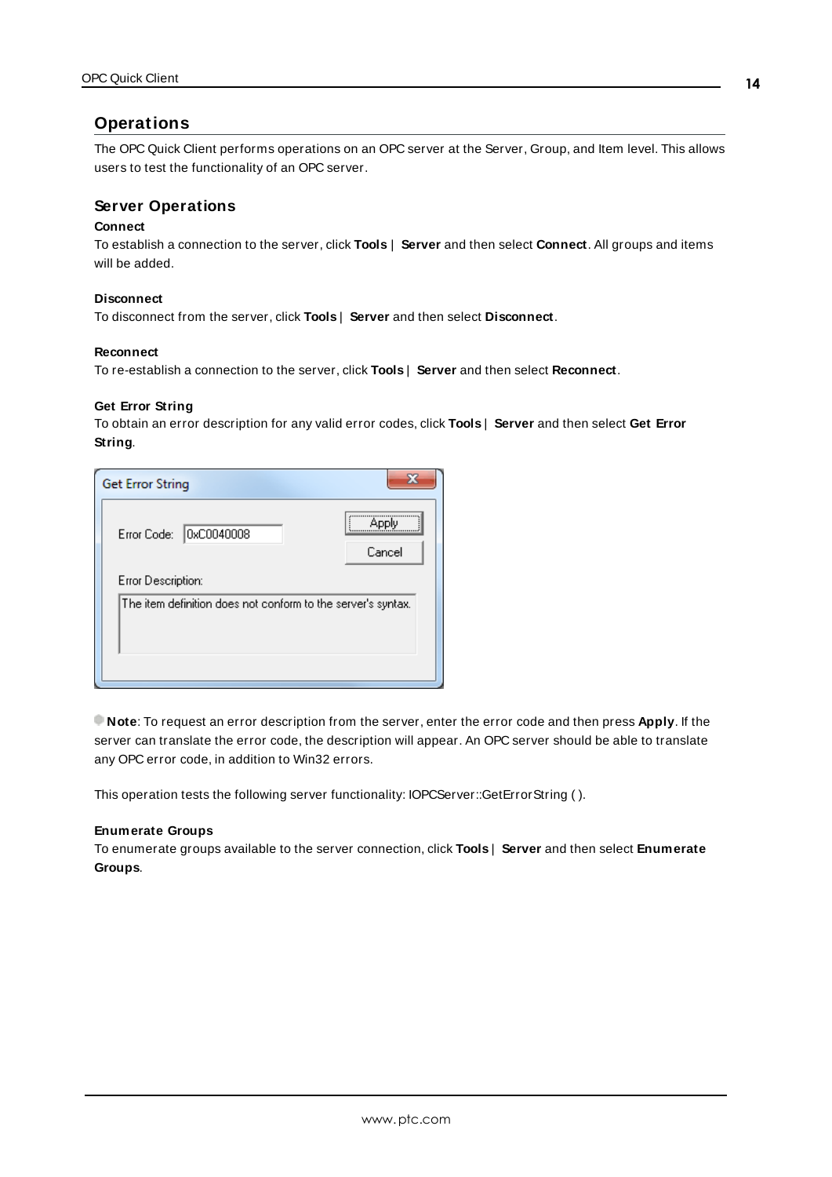## Operations

The OPC Quick Client performs operations on an OPC server at the Server, Group, and Item level. This allows users to test the functionality of an OPC server.

### Server Operations

**Connect**

To establish a connection to the server, click **Tools** | **Server** and then select **Connect**. All groups and items will be added.

**Disconnect**

To disconnect from the server, click **Tools** | **Server** and then select **Disconnect**.

**Reconnect**

To re-establish a connection to the server, click **Tools** | **Server** and then select **Reconnect**.

**Get Error String**

To obtain an error description for any valid error codes, click **Tools** | **Server** and then select **Get Error String**.

**Note**: To request an error description from the server, enter the error code and then press **Apply**. If the server can translate the error code, the description will appear. An OPC server should be able to translate any OPC error code, in addition to Win32 errors.

This operation tests the following server functionality: IOPCServer::GetErrorString ( ).

**Enumerate Groups**

To enumerate groups available to the server connection, click **Tools** | **Server** and then select **Enumerate Groups**.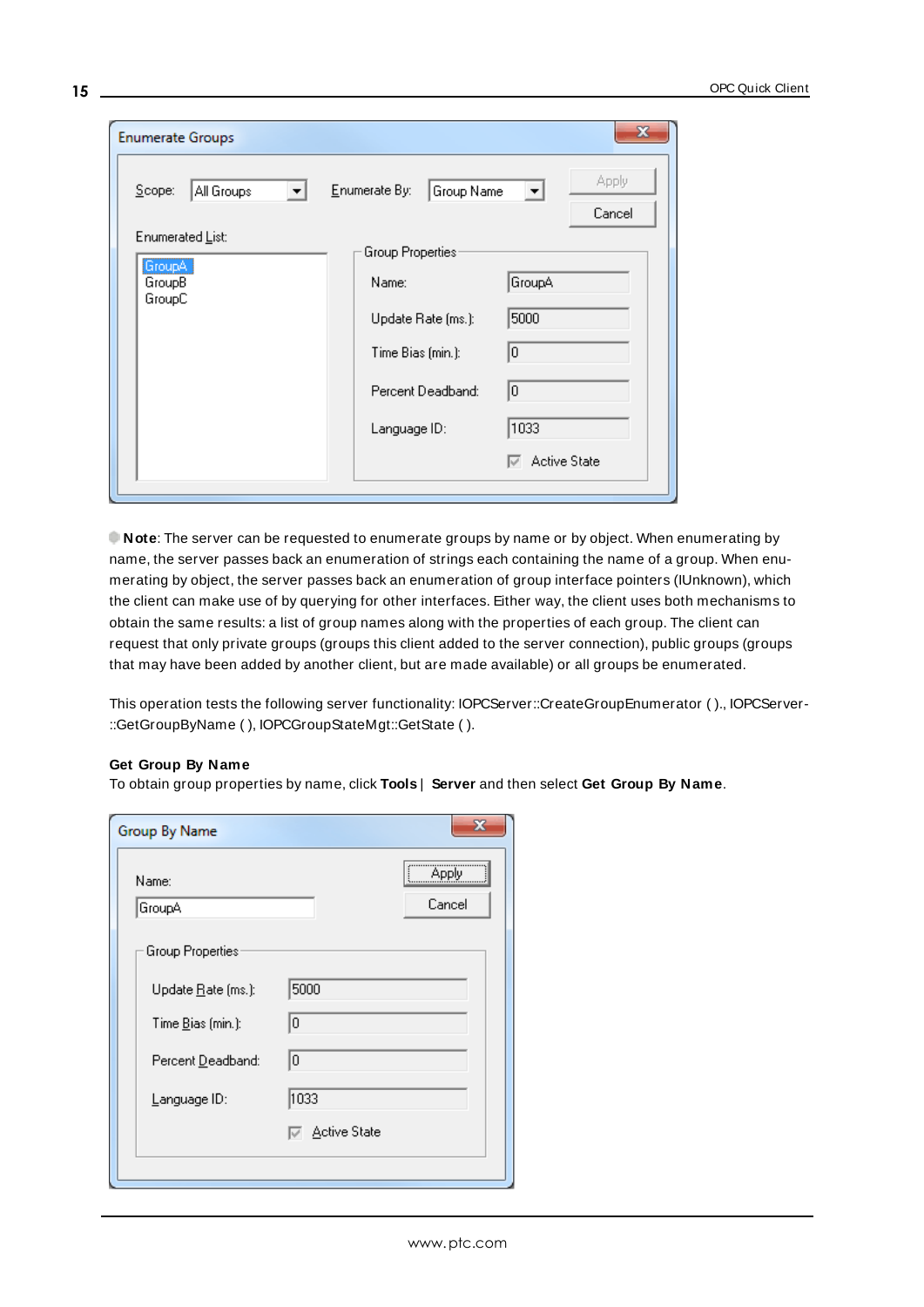**Note**: The server can be requested to enumerate groups by name or by object. When enumerating by name, the server passes back an enumeration of strings each containing the name of a group. When enumerating by object, the server passes back an enumeration of group interface pointers (IUnknown), which the client can make use of by querying for other interfaces. Either way, the client uses both mechanisms to obtain the same results: a list of group names along with the properties of each group. The client can request that only private groups (groups this client added to the server connection), public groups (groups that may have been added by another client, but are made available) or all groups be enumerated.

This operation tests the following server functionality: IOPCServer::CreateGroupEnumerator ( )., IOPCServer::GetGroupByName ( ), IOPCGroupStateMgt::GetState ( ).

**Get Group By Name**

To obtain group properties by name, click **Tools** | **Server** and then select **Get Group By Name**.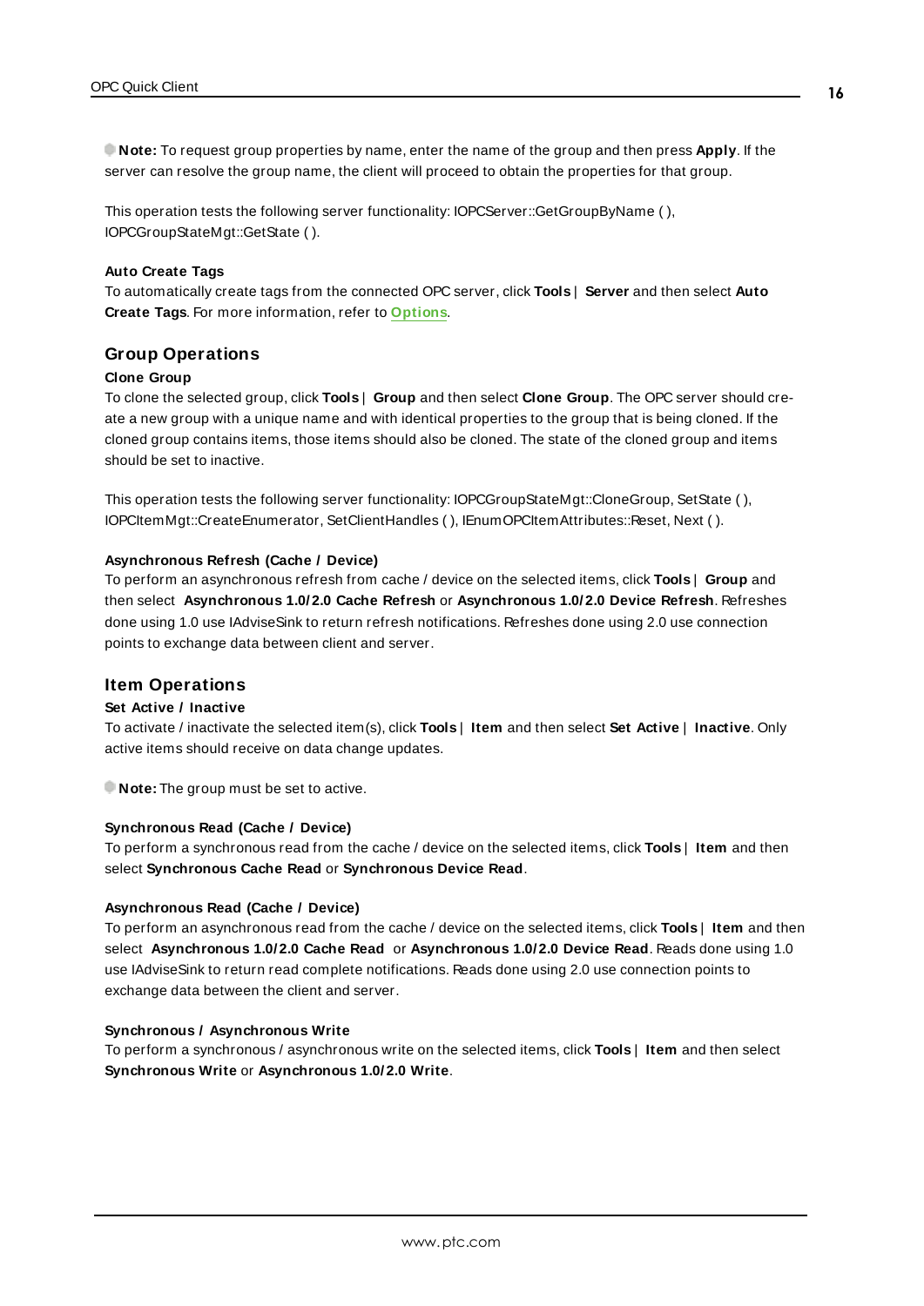**Note:** To request group properties by name, enter the name of the group and then press **Apply**. If the server can resolve the group name, the client will proceed to obtain the properties for that group.

This operation tests the following server functionality: IOPCServer::GetGroupByName ( ), IOPCGroupStateMgt::GetState ( ).

#### Auto Create Tags

To automatically create tags from the connected OPC server, click **Tools** | **Server** and then select **Auto Create Tags**. For more information, refer to **Options**.

## Group Operations

#### Clone Group

To clone the selected group, click **Tools** | **Group** and then select **Clone Group**. The OPC server should create a new group with a unique name and with identical properties to the group that is being cloned. If the cloned group contains items, those items should also be cloned. The state of the cloned group and items should be set to inactive.

This operation tests the following server functionality: IOPCGroupStateMgt::CloneGroup, SetState ( ), IOPCItemMgt::CreateEnumerator, SetClientHandles ( ), IEnumOPCItemAttributes::Reset, Next ( ).

#### Asynchronous Refresh (Cache / Device)

To perform an asynchronous refresh from cache / device on the selected items, click **Tools** | **Group** and then select **Asynchronous 1.0/2.0 Cache Refresh** or **Asynchronous 1.0/2.0 Device Refresh**. Refreshes done using 1.0 use IAdviseSink to return refresh notifications. Refreshes done using 2.0 use connection points to exchange data between client and server.

## Item Operations

#### Set Active / Inactive

To activate / inactivate the selected item(s), click **Tools** | **Item** and then select **Set Active** | **Inactive**. Only active items should receive on data change updates.

**Note:** The group must be set to active.

#### Synchronous Read (Cache / Device)

To perform a synchronous read from the cache / device on the selected items, click **Tools** | **Item** and then select **Synchronous Cache Read** or **Synchronous Device Read**.

#### Asynchronous Read (Cache / Device)

To perform an asynchronous read from the cache / device on the selected items, click **Tools** | **Item** and then select **Asynchronous 1.0/2.0 Cache Read** or **Asynchronous 1.0/2.0 Device Read**. Reads done using 1.0 use IAdviseSink to return read complete notifications. Reads done using 2.0 use connection points to exchange data between the client and server.

#### Synchronous / Asynchronous Write

To perform a synchronous / asynchronous write on the selected items, click **Tools** | **Item** and then select **Synchronous Write** or **Asynchronous 1.0/2.0 Write**.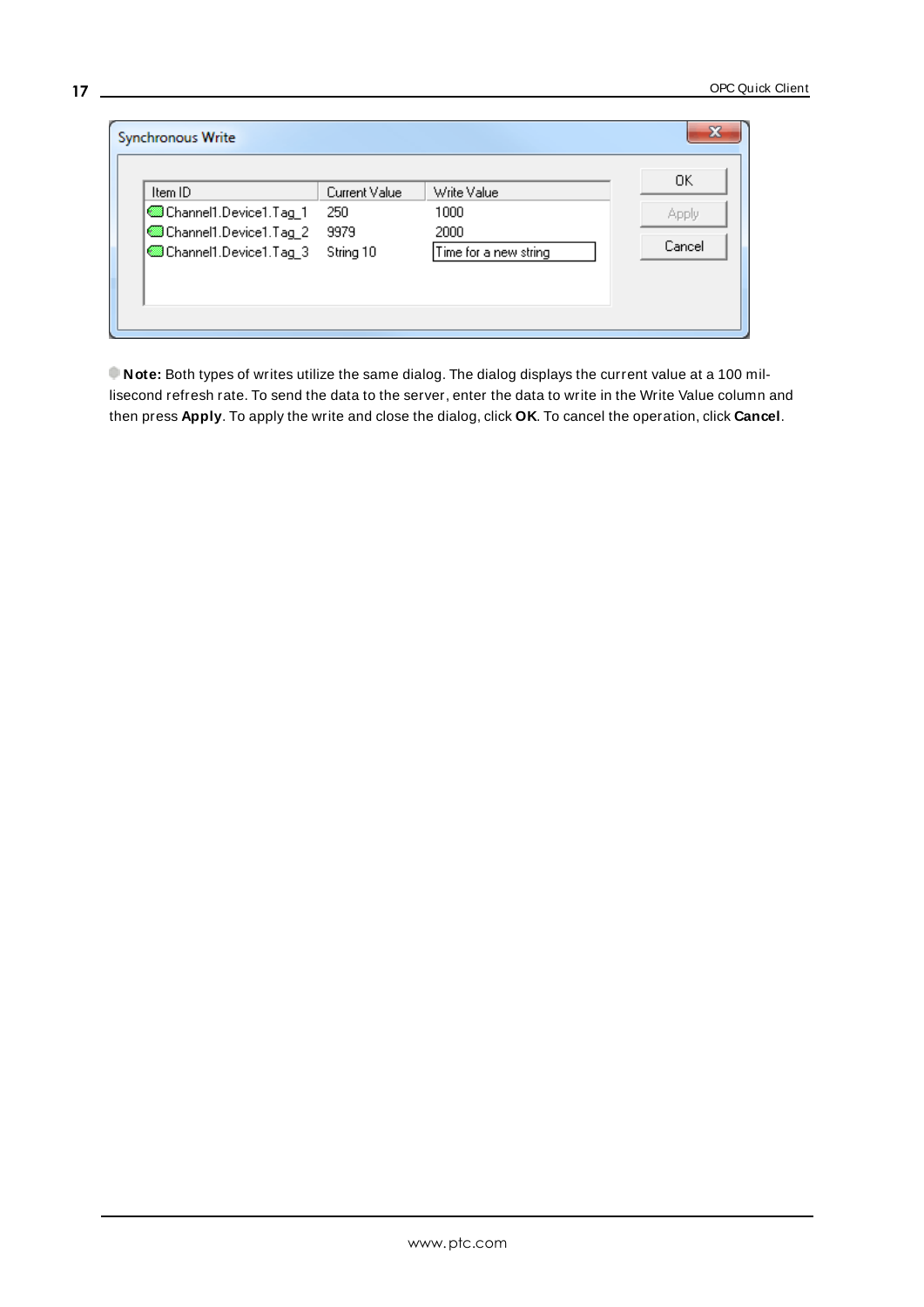**Synchronous Write**

| Item ID | Current Value | Write Value |
|---|---|---|
| Channel1.Device1.Tag_1 | 250 | 1000 |
| Channel1.Device1.Tag_2 | 9979 | 2000 |
| Channel1.Device1.Tag_3 | String 10 | Time for a new string |

OK | Apply | Cancel

**Note:** Both types of writes utilize the same dialog. The dialog displays the current value at a 100 millisecond refresh rate. To send the data to the server, enter the data to write in the Write Value column and then press **Apply**. To apply the write and close the dialog, click **OK**. To cancel the operation, click **Cancel**.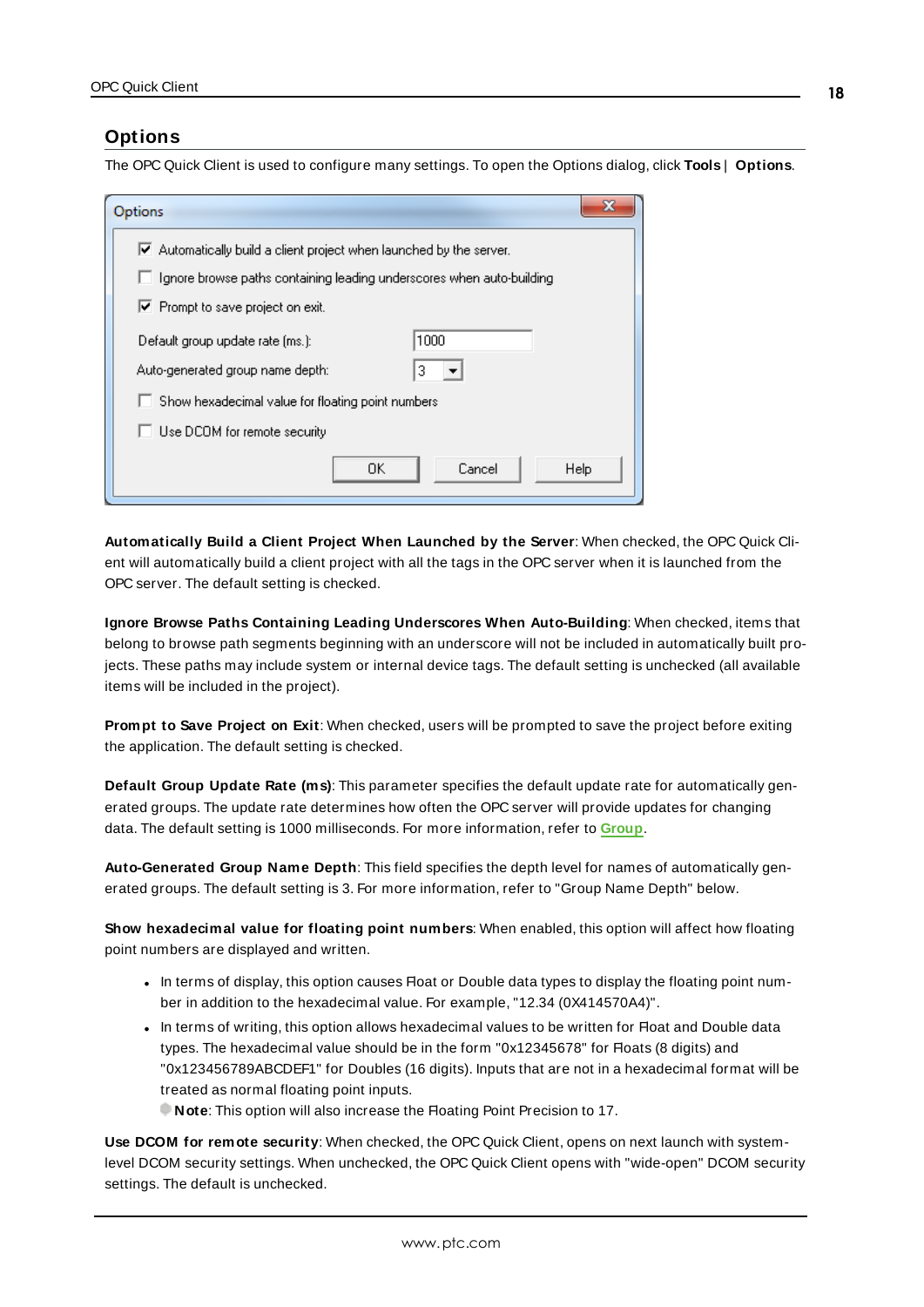## Options

The OPC Quick Client is used to configure many settings. To open the Options dialog, click **Tools** | **Options**.

**Automatically Build a Client Project When Launched by the Server**: When checked, the OPC Quick Client will automatically build a client project with all the tags in the OPC server when it is launched from the OPC server. The default setting is checked.

**Ignore Browse Paths Containing Leading Underscores When Auto-Building**: When checked, items that belong to browse path segments beginning with an underscore will not be included in automatically built projects. These paths may include system or internal device tags. The default setting is unchecked (all available items will be included in the project).

**Prompt to Save Project on Exit**: When checked, users will be prompted to save the project before exiting the application. The default setting is checked.

**Default Group Update Rate (ms)**: This parameter specifies the default update rate for automatically generated groups. The update rate determines how often the OPC server will provide updates for changing data. The default setting is 1000 milliseconds. For more information, refer to **Group**.

**Auto-Generated Group Name Depth**: This field specifies the depth level for names of automatically generated groups. The default setting is 3. For more information, refer to "Group Name Depth" below.

**Show hexadecimal value for floating point numbers**: When enabled, this option will affect how floating point numbers are displayed and written.

- In terms of display, this option causes Float or Double data types to display the floating point number in addition to the hexadecimal value. For example, "12.34 (0X414570A4)".
- In terms of writing, this option allows hexadecimal values to be written for Float and Double data types. The hexadecimal value should be in the form "0x12345678" for Floats (8 digits) and "0x123456789ABCDEF1" for Doubles (16 digits). Inputs that are not in a hexadecimal format will be treated as normal floating point inputs.
  **Note**: This option will also increase the Floating Point Precision to 17.

**Use DCOM for remote security**: When checked, the OPC Quick Client, opens on next launch with system-level DCOM security settings. When unchecked, the OPC Quick Client opens with "wide-open" DCOM security settings. The default is unchecked.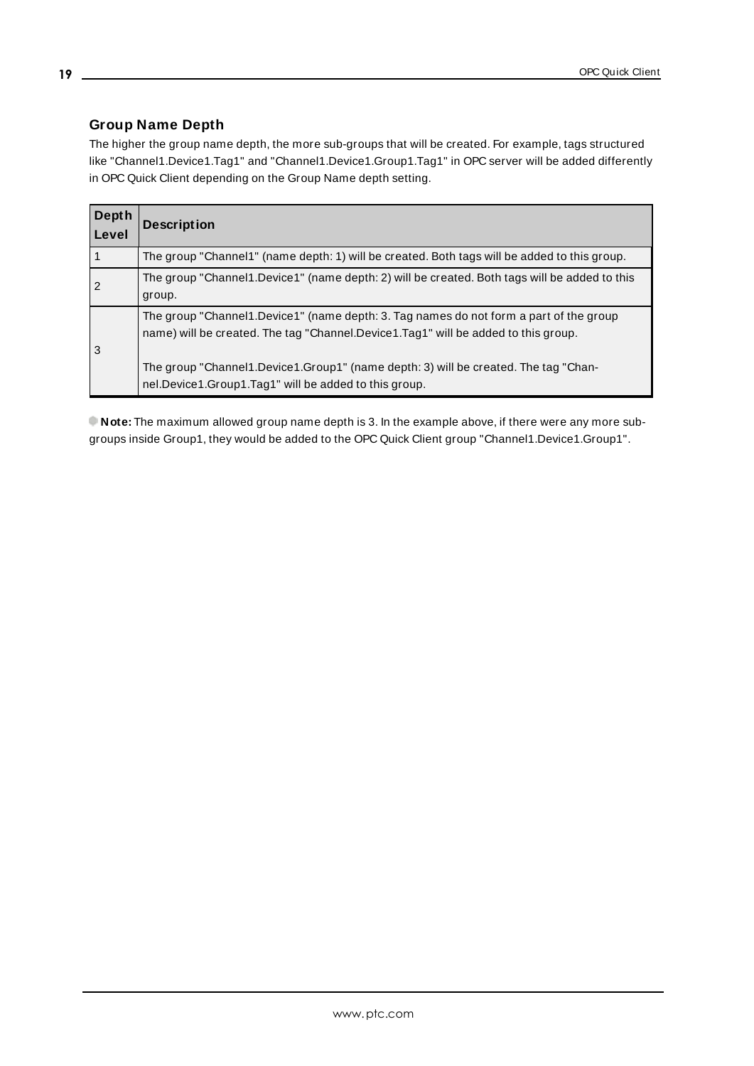### Group Name Depth

The higher the group name depth, the more sub-groups that will be created. For example, tags structured like "Channel1.Device1.Tag1" and "Channel1.Device1.Group1.Tag1" in OPC server will be added differently in OPC Quick Client depending on the Group Name depth setting.

| Depth Level | Description |
|---|---|
| 1 | The group "Channel1" (name depth: 1) will be created. Both tags will be added to this group. |
| 2 | The group "Channel1.Device1" (name depth: 2) will be created. Both tags will be added to this group. |
| 3 | The group "Channel1.Device1" (name depth: 3. Tag names do not form a part of the group name) will be created. The tag "Channel.Device1.Tag1" will be added to this group.<br><br>The group "Channel1.Device1.Group1" (name depth: 3) will be created. The tag "Channel.Device1.Group1.Tag1" will be added to this group. |

**Note:** The maximum allowed group name depth is 3. In the example above, if there were any more sub-groups inside Group1, they would be added to the OPC Quick Client group "Channel1.Device1.Group1".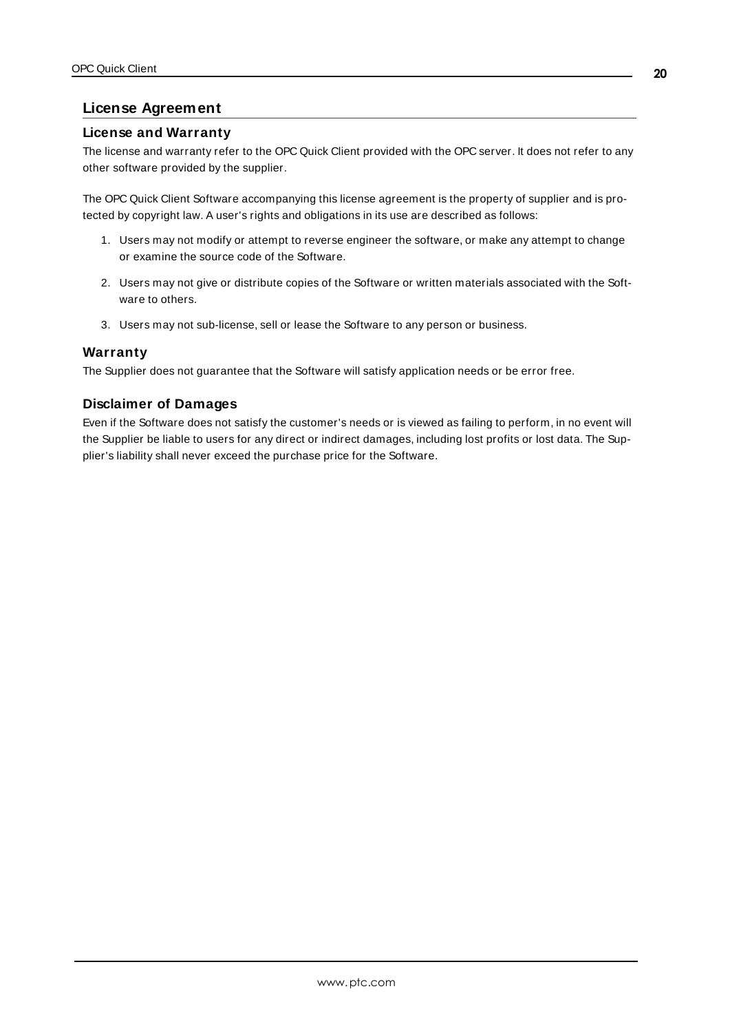# License Agreement

## License and Warranty

The license and warranty refer to the OPC Quick Client provided with the OPC server. It does not refer to any other software provided by the supplier.

The OPC Quick Client Software accompanying this license agreement is the property of supplier and is protected by copyright law. A user's rights and obligations in its use are described as follows:

1. Users may not modify or attempt to reverse engineer the software, or make any attempt to change or examine the source code of the Software.
2. Users may not give or distribute copies of the Software or written materials associated with the Software to others.
3. Users may not sub-license, sell or lease the Software to any person or business.

## Warranty

The Supplier does not guarantee that the Software will satisfy application needs or be error free.

## Disclaimer of Damages

Even if the Software does not satisfy the customer's needs or is viewed as failing to perform, in no event will the Supplier be liable to users for any direct or indirect damages, including lost profits or lost data. The Supplier's liability shall never exceed the purchase price for the Software.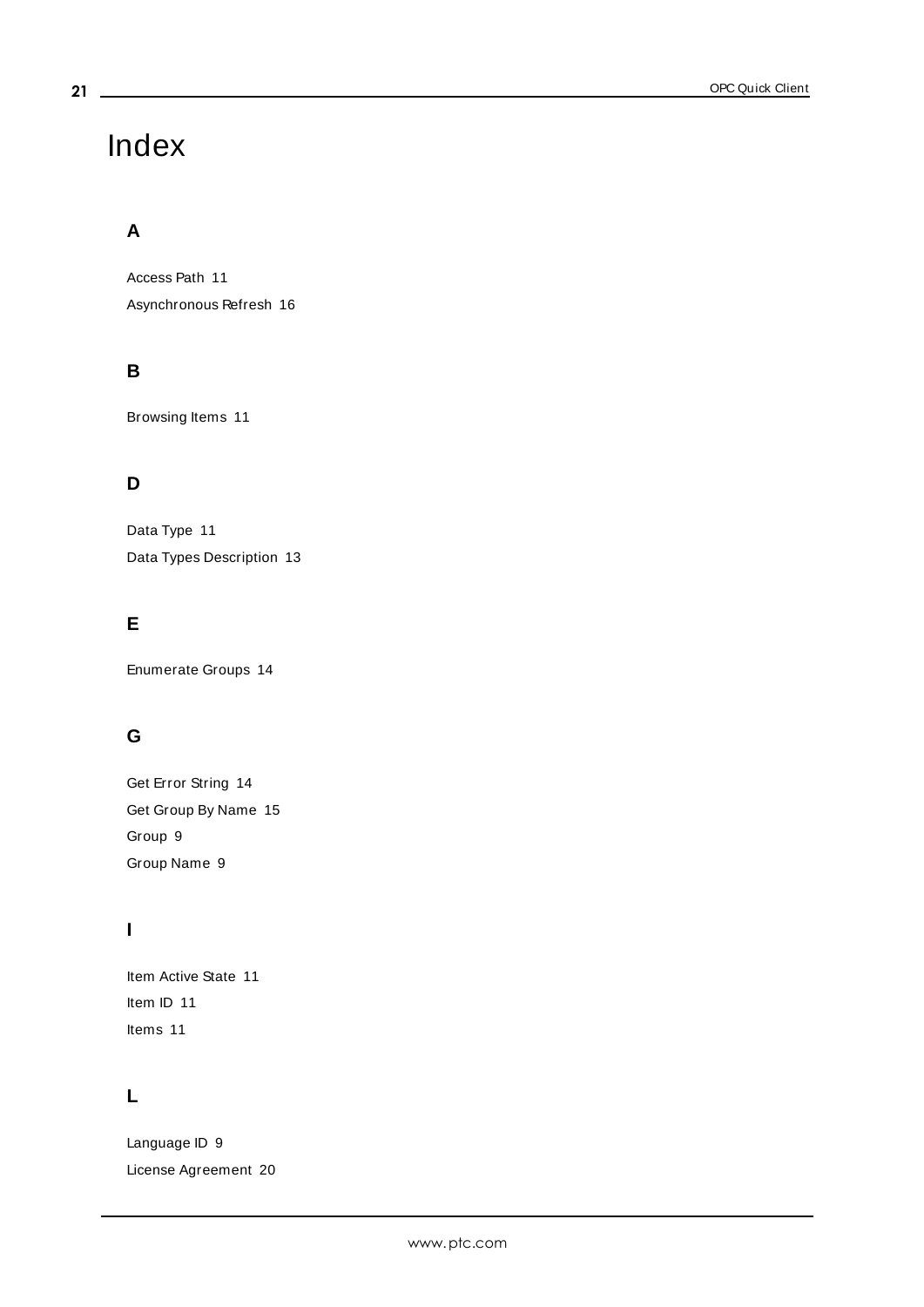# Index

## A

Access Path 11

Asynchronous Refresh 16

## B

Browsing Items 11

## D

Data Type 11

Data Types Description 13

## E

Enumerate Groups 14

## G

Get Error String 14

Get Group By Name 15

Group 9

Group Name 9

## I

Item Active State 11

Item ID 11

Items 11

## L

Language ID 9

License Agreement 20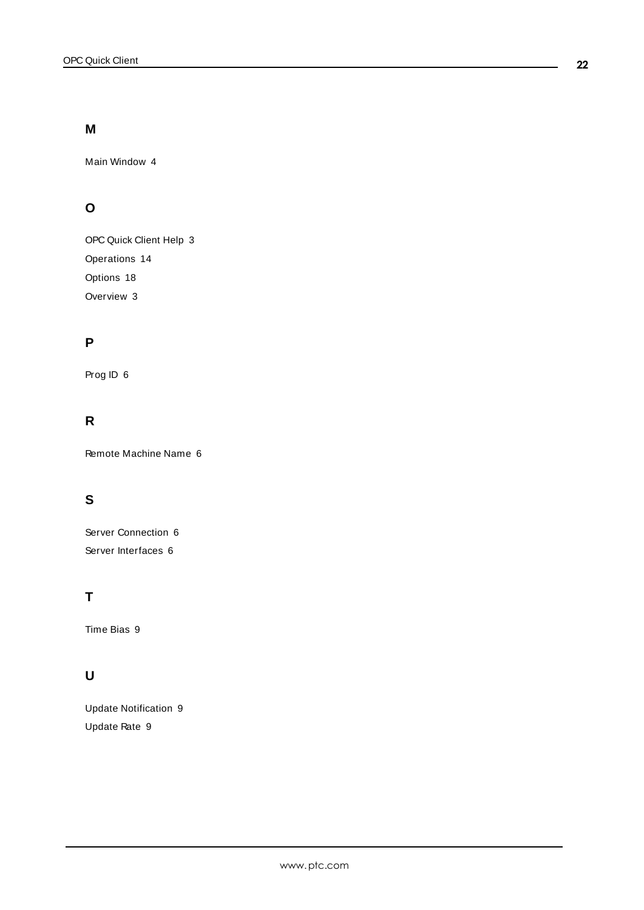## M

Main Window 4

## O

OPC Quick Client Help 3

Operations 14

Options 18

Overview 3

## P

Prog ID 6

## R

Remote Machine Name 6

## S

Server Connection 6

Server Interfaces 6

## T

Time Bias 9

## U

Update Notification 9

Update Rate 9